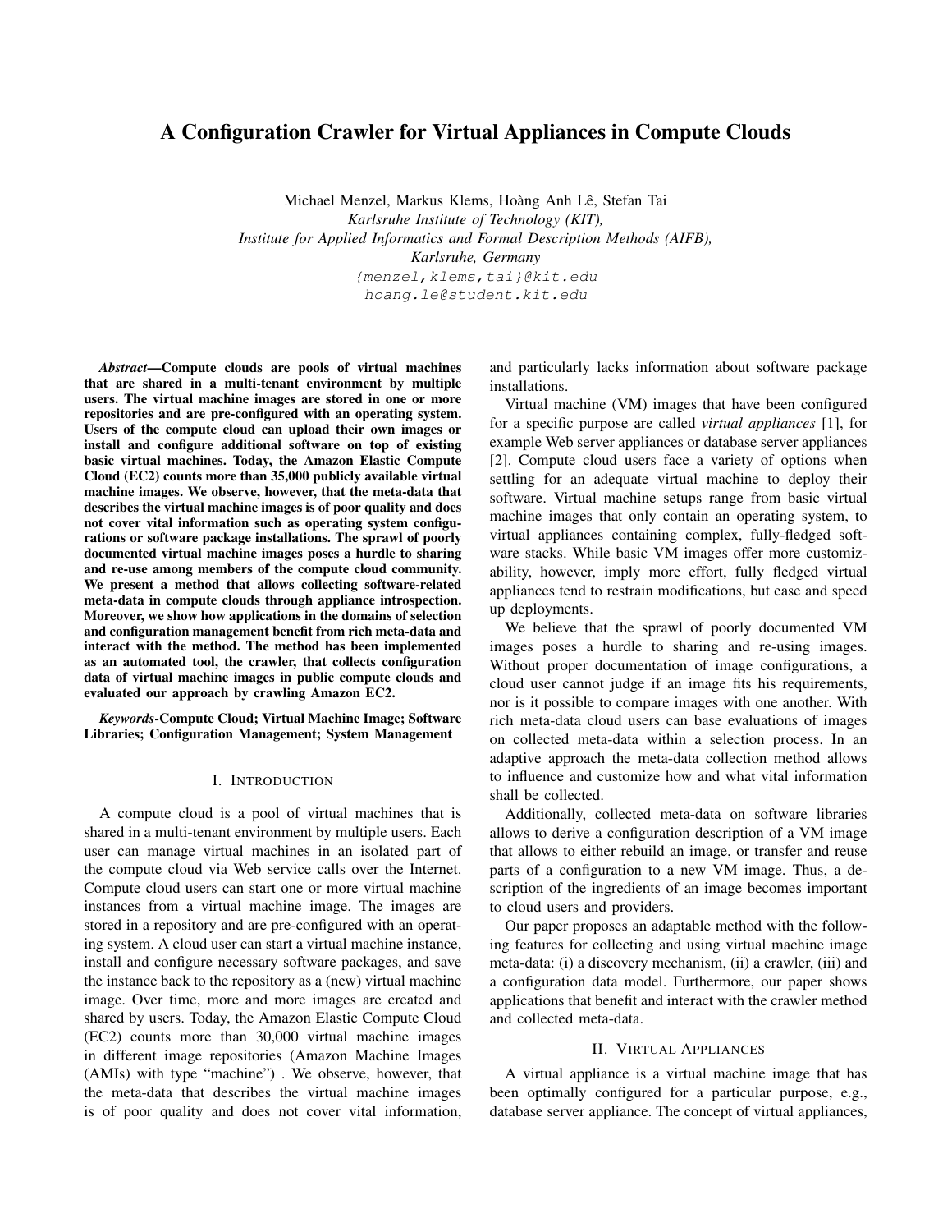# A Configuration Crawler for Virtual Appliances in Compute Clouds

Michael Menzel, Markus Klems, Hoàng Anh Lê, Stefan Tai
*Karlsruhe Institute of Technology (KIT),*
*Institute for Applied Informatics and Formal Description Methods (AIFB),*
*Karlsruhe, Germany*
{menzel,klems,tai}@kit.edu
hoang.le@student.kit.edu

***Abstract*—Compute clouds are pools of virtual machines that are shared in a multi-tenant environment by multiple users. The virtual machine images are stored in one or more repositories and are pre-configured with an operating system. Users of the compute cloud can upload their own images or install and configure additional software on top of existing basic virtual machines. Today, the Amazon Elastic Compute Cloud (EC2) counts more than 35,000 publicly available virtual machine images. We observe, however, that the meta-data that describes the virtual machine images is of poor quality and does not cover vital information such as operating system configurations or software package installations. The sprawl of poorly documented virtual machine images poses a hurdle to sharing and re-use among members of the compute cloud community. We present a method that allows collecting software-related meta-data in compute clouds through appliance introspection. Moreover, we show how applications in the domains of selection and configuration management benefit from rich meta-data and interact with the method. The method has been implemented as an automated tool, the crawler, that collects configuration data of virtual machine images in public compute clouds and evaluated our approach by crawling Amazon EC2.**

***Keywords*-Compute Cloud; Virtual Machine Image; Software Libraries; Configuration Management; System Management**

## I. Introduction

A compute cloud is a pool of virtual machines that is shared in a multi-tenant environment by multiple users. Each user can manage virtual machines in an isolated part of the compute cloud via Web service calls over the Internet. Compute cloud users can start one or more virtual machine instances from a virtual machine image. The images are stored in a repository and are pre-configured with an operating system. A cloud user can start a virtual machine instance, install and configure necessary software packages, and save the instance back to the repository as a (new) virtual machine image. Over time, more and more images are created and shared by users. Today, the Amazon Elastic Compute Cloud (EC2) counts more than 30,000 virtual machine images in different image repositories (Amazon Machine Images (AMIs) with type "machine") . We observe, however, that the meta-data that describes the virtual machine images is of poor quality and does not cover vital information, and particularly lacks information about software package installations.

Virtual machine (VM) images that have been configured for a specific purpose are called *virtual appliances* [1], for example Web server appliances or database server appliances [2]. Compute cloud users face a variety of options when settling for an adequate virtual machine to deploy their software. Virtual machine setups range from basic virtual machine images that only contain an operating system, to virtual appliances containing complex, fully-fledged software stacks. While basic VM images offer more customizability, however, imply more effort, fully fledged virtual appliances tend to restrain modifications, but ease and speed up deployments.

We believe that the sprawl of poorly documented VM images poses a hurdle to sharing and re-using images. Without proper documentation of image configurations, a cloud user cannot judge if an image fits his requirements, nor is it possible to compare images with one another. With rich meta-data cloud users can base evaluations of images on collected meta-data within a selection process. In an adaptive approach the meta-data collection method allows to influence and customize how and what vital information shall be collected.

Additionally, collected meta-data on software libraries allows to derive a configuration description of a VM image that allows to either rebuild an image, or transfer and reuse parts of a configuration to a new VM image. Thus, a description of the ingredients of an image becomes important to cloud users and providers.

Our paper proposes an adaptable method with the following features for collecting and using virtual machine image meta-data: (i) a discovery mechanism, (ii) a crawler, (iii) and a configuration data model. Furthermore, our paper shows applications that benefit and interact with the crawler method and collected meta-data.

## II. Virtual Appliances

A virtual appliance is a virtual machine image that has been optimally configured for a particular purpose, e.g., database server appliance. The concept of virtual appliances,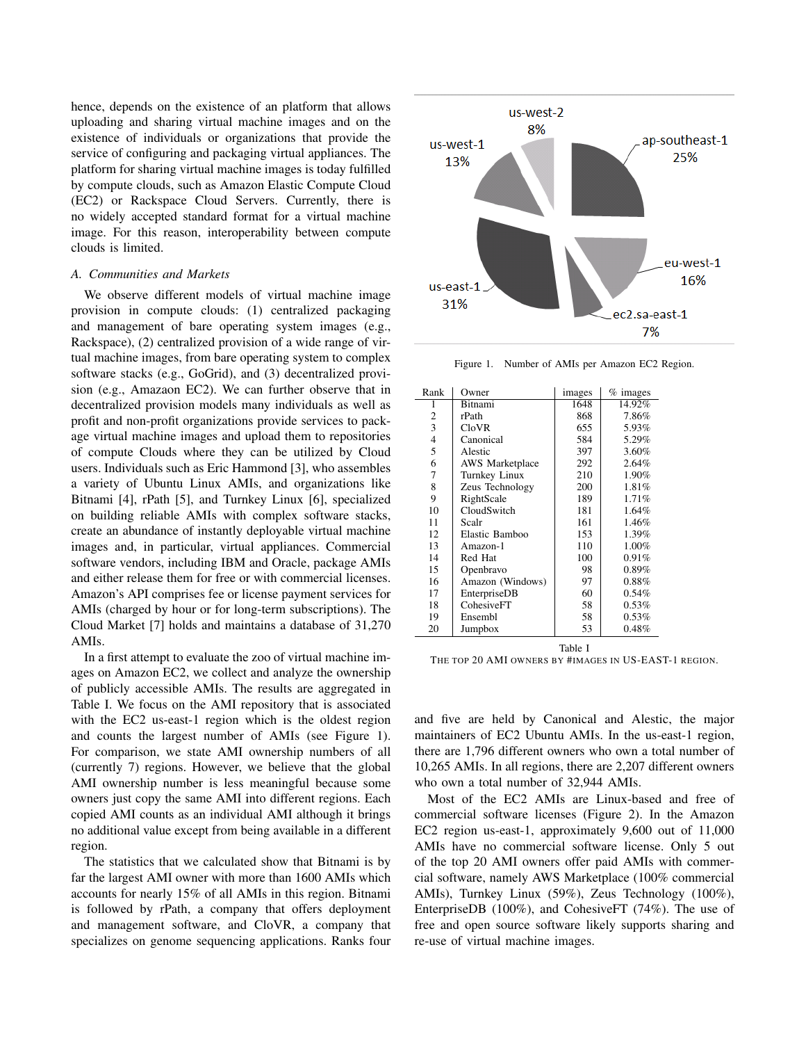hence, depends on the existence of an platform that allows uploading and sharing virtual machine images and on the existence of individuals or organizations that provide the service of configuring and packaging virtual appliances. The platform for sharing virtual machine images is today fulfilled by compute clouds, such as Amazon Elastic Compute Cloud (EC2) or Rackspace Cloud Servers. Currently, there is no widely accepted standard format for a virtual machine image. For this reason, interoperability between compute clouds is limited.

### *A. Communities and Markets*

We observe different models of virtual machine image provision in compute clouds: (1) centralized packaging and management of bare operating system images (e.g., Rackspace), (2) centralized provision of a wide range of virtual machine images, from bare operating system to complex software stacks (e.g., GoGrid), and (3) decentralized provision (e.g., Amazaon EC2). We can further observe that in decentralized provision models many individuals as well as profit and non-profit organizations provide services to package virtual machine images and upload them to repositories of compute Clouds where they can be utilized by Cloud users. Individuals such as Eric Hammond [3], who assembles a variety of Ubuntu Linux AMIs, and organizations like Bitnami [4], rPath [5], and Turnkey Linux [6], specialized on building reliable AMIs with complex software stacks, create an abundance of instantly deployable virtual machine images and, in particular, virtual appliances. Commercial software vendors, including IBM and Oracle, package AMIs and either release them for free or with commercial licenses. Amazon's API comprises fee or license payment services for AMIs (charged by hour or for long-term subscriptions). The Cloud Market [7] holds and maintains a database of 31,270 AMIs.

In a first attempt to evaluate the zoo of virtual machine images on Amazon EC2, we collect and analyze the ownership of publicly accessible AMIs. The results are aggregated in Table I. We focus on the AMI repository that is associated with the EC2 us-east-1 region which is the oldest region and counts the largest number of AMIs (see Figure 1). For comparison, we state AMI ownership numbers of all (currently 7) regions. However, we believe that the global AMI ownership number is less meaningful because some owners just copy the same AMI into different regions. Each copied AMI counts as an individual AMI although it brings no additional value except from being available in a different region.

The statistics that we calculated show that Bitnami is by far the largest AMI owner with more than 1600 AMIs which accounts for nearly 15% of all AMIs in this region. Bitnami is followed by rPath, a company that offers deployment and management software, and CloVR, a company that specializes on genome sequencing applications. Ranks four and five are held by Canonical and Alestic, the major maintainers of EC2 Ubuntu AMIs. In the us-east-1 region, there are 1,796 different owners who own a total number of 10,265 AMIs. In all regions, there are 2,207 different owners who own a total number of 32,944 AMIs.

Most of the EC2 AMIs are Linux-based and free of commercial software licenses (Figure 2). In the Amazon EC2 region us-east-1, approximately 9,600 out of 11,000 AMIs have no commercial software license. Only 5 out of the top 20 AMI owners offer paid AMIs with commercial software, namely AWS Marketplace (100% commercial AMIs), Turnkey Linux (59%), Zeus Technology (100%), EnterpriseDB (100%), and CohesiveFT (74%). The use of free and open source software likely supports sharing and re-use of virtual machine images.

Figure 1. Number of AMIs per Amazon EC2 Region.

| Rank | Owner | images | % images |
|---|---|---|---|
| 1 | Bitnami | 1648 | 14.92% |
| 2 | rPath | 868 | 7.86% |
| 3 | CloVR | 655 | 5.93% |
| 4 | Canonical | 584 | 5.29% |
| 5 | Alestic | 397 | 3.60% |
| 6 | AWS Marketplace | 292 | 2.64% |
| 7 | Turnkey Linux | 210 | 1.90% |
| 8 | Zeus Technology | 200 | 1.81% |
| 9 | RightScale | 189 | 1.71% |
| 10 | CloudSwitch | 181 | 1.64% |
| 11 | Scalr | 161 | 1.46% |
| 12 | Elastic Bamboo | 153 | 1.39% |
| 13 | Amazon-1 | 110 | 1.00% |
| 14 | Red Hat | 100 | 0.91% |
| 15 | Openbravo | 98 | 0.89% |
| 16 | Amazon (Windows) | 97 | 0.88% |
| 17 | EnterpriseDB | 60 | 0.54% |
| 18 | CohesiveFT | 58 | 0.53% |
| 19 | Ensembl | 58 | 0.53% |
| 20 | Jumpbox | 53 | 0.48% |

Table I
THE TOP 20 AMI OWNERS BY #IMAGES IN US-EAST-1 REGION.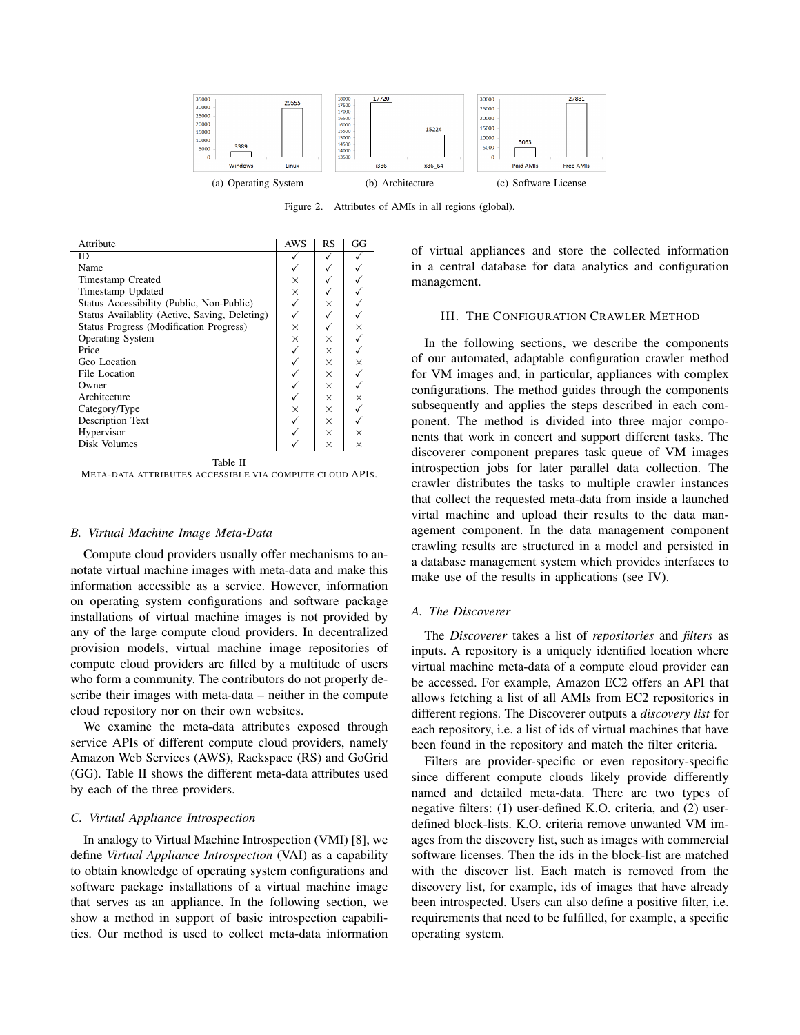(a) Operating System (b) Architecture (c) Software License

Figure 2. Attributes of AMIs in all regions (global).

| Attribute | AWS | RS | GG |
|---|---|---|---|
| ID | ✓ | ✓ | ✓ |
| Name | ✓ | ✓ | ✓ |
| Timestamp Created | × | ✓ | ✓ |
| Timestamp Updated | × | ✓ | ✓ |
| Status Accessibility (Public, Non-Public) | ✓ | × | ✓ |
| Status Availablity (Active, Saving, Deleting) | ✓ | ✓ | ✓ |
| Status Progress (Modification Progress) | × | ✓ | × |
| Operating System | × | × | ✓ |
| Price | ✓ | × | ✓ |
| Geo Location | ✓ | × | × |
| File Location | ✓ | × | ✓ |
| Owner | ✓ | × | ✓ |
| Architecture | ✓ | × | × |
| Category/Type | × | × | ✓ |
| Description Text | ✓ | × | ✓ |
| Hypervisor | ✓ | × | × |
| Disk Volumes | ✓ | × | × |

Table II
META-DATA ATTRIBUTES ACCESSIBLE VIA COMPUTE CLOUD APIS.

### B. Virtual Machine Image Meta-Data

Compute cloud providers usually offer mechanisms to annotate virtual machine images with meta-data and make this information accessible as a service. However, information on operating system configurations and software package installations of virtual machine images is not provided by any of the large compute cloud providers. In decentralized provision models, virtual machine image repositories of compute cloud providers are filled by a multitude of users who form a community. The contributors do not properly describe their images with meta-data – neither in the compute cloud repository nor on their own websites.

We examine the meta-data attributes exposed through service APIs of different compute cloud providers, namely Amazon Web Services (AWS), Rackspace (RS) and GoGrid (GG). Table II shows the different meta-data attributes used by each of the three providers.

### C. Virtual Appliance Introspection

In analogy to Virtual Machine Introspection (VMI) [8], we define *Virtual Appliance Introspection* (VAI) as a capability to obtain knowledge of operating system configurations and software package installations of a virtual machine image that serves as an appliance. In the following section, we show a method in support of basic introspection capabilities. Our method is used to collect meta-data information of virtual appliances and store the collected information in a central database for data analytics and configuration management.

## III. THE CONFIGURATION CRAWLER METHOD

In the following sections, we describe the components of our automated, adaptable configuration crawler method for VM images and, in particular, appliances with complex configurations. The method guides through the components subsequently and applies the steps described in each component. The method is divided into three major components that work in concert and support different tasks. The discoverer component prepares task queue of VM images introspection jobs for later parallel data collection. The crawler distributes the tasks to multiple crawler instances that collect the requested meta-data from inside a launched virtal machine and upload their results to the data management component. In the data management component crawling results are structured in a model and persisted in a database management system which provides interfaces to make use of the results in applications (see IV).

### A. The Discoverer

The *Discoverer* takes a list of *repositories* and *filters* as inputs. A repository is a uniquely identified location where virtual machine meta-data of a compute cloud provider can be accessed. For example, Amazon EC2 offers an API that allows fetching a list of all AMIs from EC2 repositories in different regions. The Discoverer outputs a *discovery list* for each repository, i.e. a list of ids of virtual machines that have been found in the repository and match the filter criteria.

Filters are provider-specific or even repository-specific since different compute clouds likely provide differently named and detailed meta-data. There are two types of negative filters: (1) user-defined K.O. criteria, and (2) user-defined block-lists. K.O. criteria remove unwanted VM images from the discovery list, such as images with commercial software licenses. Then the ids in the block-list are matched with the discover list. Each match is removed from the discovery list, for example, ids of images that have already been introspected. Users can also define a positive filter, i.e. requirements that need to be fulfilled, for example, a specific operating system.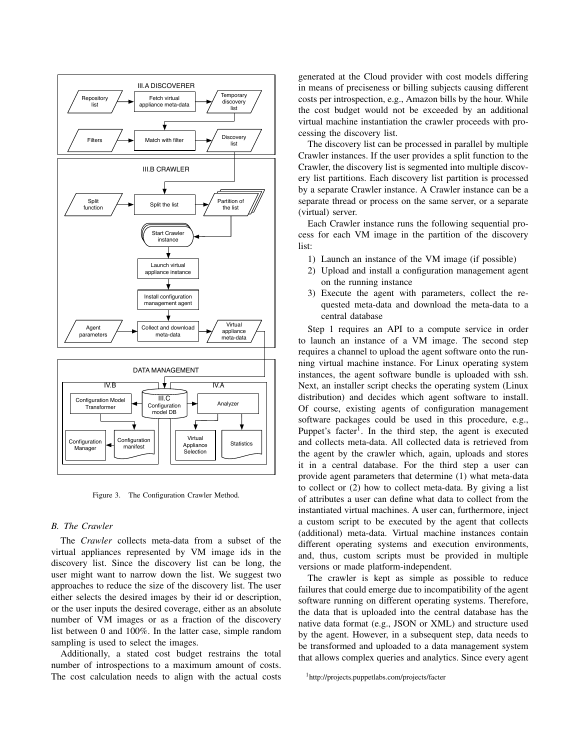Figure 3. The Configuration Crawler Method.

### B. The Crawler

The *Crawler* collects meta-data from a subset of the virtual appliances represented by VM image ids in the discovery list. Since the discovery list can be long, the user might want to narrow down the list. We suggest two approaches to reduce the size of the discovery list. The user either selects the desired images by their id or description, or the user inputs the desired coverage, either as an absolute number of VM images or as a fraction of the discovery list between 0 and 100%. In the latter case, simple random sampling is used to select the images.

Additionally, a stated cost budget restrains the total number of introspections to a maximum amount of costs. The cost calculation needs to align with the actual costs generated at the Cloud provider with cost models differing in means of preciseness or billing subjects causing different costs per introspection, e.g., Amazon bills by the hour. While the cost budget would not be exceeded by an additional virtual machine instantiation the crawler proceeds with processing the discovery list.

The discovery list can be processed in parallel by multiple Crawler instances. If the user provides a split function to the Crawler, the discovery list is segmented into multiple discovery list partitions. Each discovery list partition is processed by a separate Crawler instance. A Crawler instance can be a separate thread or process on the same server, or a separate (virtual) server.

Each Crawler instance runs the following sequential process for each VM image in the partition of the discovery list:

1) Launch an instance of the VM image (if possible)
2) Upload and install a configuration management agent on the running instance
3) Execute the agent with parameters, collect the requested meta-data and download the meta-data to a central database

Step 1 requires an API to a compute service in order to launch an instance of a VM image. The second step requires a channel to upload the agent software onto the running virtual machine instance. For Linux operating system instances, the agent software bundle is uploaded with ssh. Next, an installer script checks the operating system (Linux distribution) and decides which agent software to install. Of course, existing agents of configuration management software packages could be used in this procedure, e.g., Puppet's facter[1]. In the third step, the agent is executed and collects meta-data. All collected data is retrieved from the agent by the crawler which, again, uploads and stores it in a central database. For the third step a user can provide agent parameters that determine (1) what meta-data to collect or (2) how to collect meta-data. By giving a list of attributes a user can define what data to collect from the instantiated virtual machines. A user can, furthermore, inject a custom script to be executed by the agent that collects (additional) meta-data. Virtual machine instances contain different operating systems and execution environments, and, thus, custom scripts must be provided in multiple versions or made platform-independent.

The crawler is kept as simple as possible to reduce failures that could emerge due to incompatibility of the agent software running on different operating systems. Therefore, the data that is uploaded into the central database has the native data format (e.g., JSON or XML) and structure used by the agent. However, in a subsequent step, data needs to be transformed and uploaded to a data management system that allows complex queries and analytics. Since every agent

[1] http://projects.puppetlabs.com/projects/facter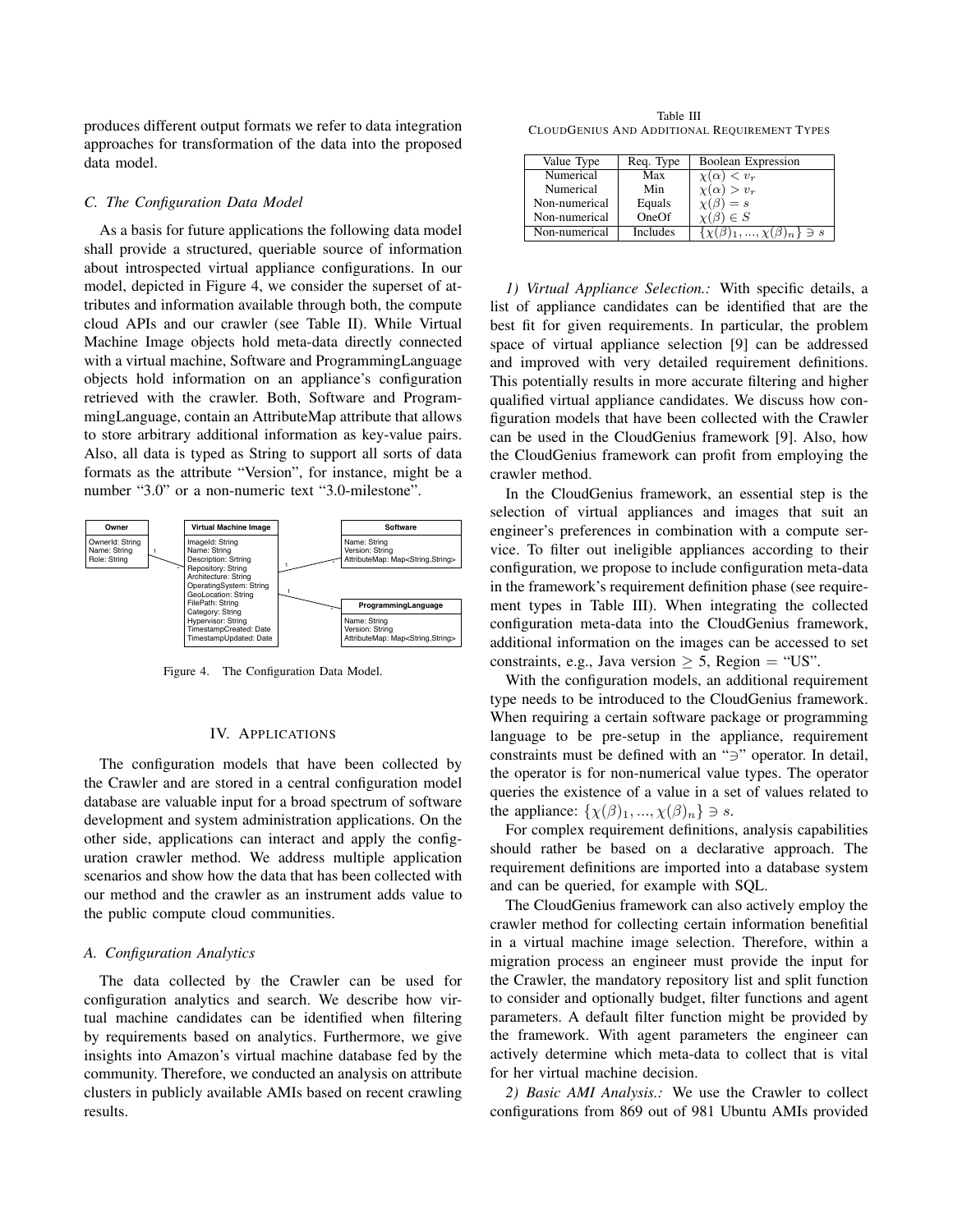produces different output formats we refer to data integration approaches for transformation of the data into the proposed data model.

### C. The Configuration Data Model

As a basis for future applications the following data model shall provide a structured, queriable source of information about introspected virtual appliance configurations. In our model, depicted in Figure 4, we consider the superset of attributes and information available through both, the compute cloud APIs and our crawler (see Table II). While Virtual Machine Image objects hold meta-data directly connected with a virtual machine, Software and ProgrammingLanguage objects hold information on an appliance's configuration retrieved with the crawler. Both, Software and ProgrammingLanguage, contain an AttributeMap attribute that allows to store arbitrary additional information as key-value pairs. Also, all data is typed as String to support all sorts of data formats as the attribute "Version", for instance, might be a number "3.0" or a non-numeric text "3.0-milestone".

| Owner |
|---|
| OwnerId: String<br>Name: String<br>Role: String |

| Virtual Machine Image |
|---|
| ImageId: String<br>Name: String<br>Description: Srtring<br>Repository: String<br>Architecture: String<br>OperatingSystem: String<br>GeoLocation: String<br>FilePath: String<br>Category: String<br>Hypervisor: String<br>TimestampCreated: Date<br>TimestampUpdated: Date |

| Software |
|---|
| Name: String<br>Version: String<br>AttributeMap: Map<String,String> |

| ProgrammingLanguage |
|---|
| Name: String<br>Version: String<br>AttributeMap: Map<String,String> |

Figure 4. The Configuration Data Model.

## IV. Applications

The configuration models that have been collected by the Crawler and are stored in a central configuration model database are valuable input for a broad spectrum of software development and system administration applications. On the other side, applications can interact and apply the configuration crawler method. We address multiple application scenarios and show how the data that has been collected with our method and the crawler as an instrument adds value to the public compute cloud communities.

### A. Configuration Analytics

The data collected by the Crawler can be used for configuration analytics and search. We describe how virtual machine candidates can be identified when filtering by requirements based on analytics. Furthermore, we give insights into Amazon's virtual machine database fed by the community. Therefore, we conducted an analysis on attribute clusters in publicly available AMIs based on recent crawling results.

Table III
CloudGenius And Additional Requirement Types

| Value Type | Req. Type | Boolean Expression |
|---|---|---|
| Numerical | Max | $\chi(\alpha) < v_r$ |
| Numerical | Min | $\chi(\alpha) > v_r$ |
| Non-numerical | Equals | $\chi(\beta) = s$ |
| Non-numerical | OneOf | $\chi(\beta) \in S$ |
| Non-numerical | Includes | $\{\chi(\beta)_1, ..., \chi(\beta)_n\} \ni s$ |

*1) Virtual Appliance Selection.:* With specific details, a list of appliance candidates can be identified that are the best fit for given requirements. In particular, the problem space of virtual appliance selection [9] can be addressed and improved with very detailed requirement definitions. This potentially results in more accurate filtering and higher qualified virtual appliance candidates. We discuss how configuration models that have been collected with the Crawler can be used in the CloudGenius framework [9]. Also, how the CloudGenius framework can profit from employing the crawler method.

In the CloudGenius framework, an essential step is the selection of virtual appliances and images that suit an engineer's preferences in combination with a compute service. To filter out ineligible appliances according to their configuration, we propose to include configuration meta-data in the framework's requirement definition phase (see requirement types in Table III). When integrating the collected configuration meta-data into the CloudGenius framework, additional information on the images can be accessed to set constraints, e.g., Java version $\geq 5$, Region = "US".

With the configuration models, an additional requirement type needs to be introduced to the CloudGenius framework. When requiring a certain software package or programming language to be pre-setup in the appliance, requirement constraints must be defined with an "$\ni$" operator. In detail, the operator is for non-numerical value types. The operator queries the existence of a value in a set of values related to the appliance: $\{\chi(\beta)_1, ..., \chi(\beta)_n\} \ni s$.

For complex requirement definitions, analysis capabilities should rather be based on a declarative approach. The requirement definitions are imported into a database system and can be queried, for example with SQL.

The CloudGenius framework can also actively employ the crawler method for collecting certain information benefitial in a virtual machine image selection. Therefore, within a migration process an engineer must provide the input for the Crawler, the mandatory repository list and split function to consider and optionally budget, filter functions and agent parameters. A default filter function might be provided by the framework. With agent parameters the engineer can actively determine which meta-data to collect that is vital for her virtual machine decision.

*2) Basic AMI Analysis.:* We use the Crawler to collect configurations from 869 out of 981 Ubuntu AMIs provided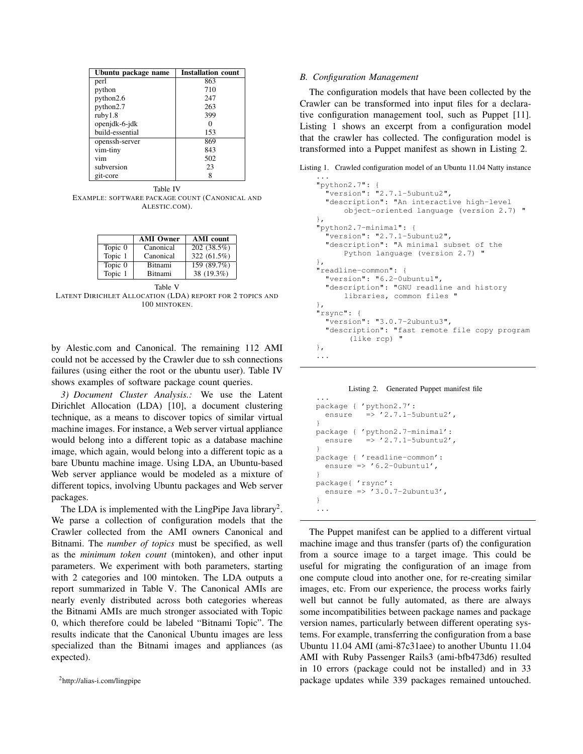| Ubuntu package name | Installation count |
| --- | --- |
| perl | 863 |
| python | 710 |
| python2.6 | 247 |
| python2.7 | 263 |
| ruby1.8 | 399 |
| openjdk-6-jdk | 0 |
| build-essential | 153 |
| openssh-server | 869 |
| vim-tiny | 843 |
| vim | 502 |
| subversion | 23 |
| git-core | 8 |

Table IV
EXAMPLE: SOFTWARE PACKAGE COUNT (CANONICAL AND ALESTIC.COM).

| | AMI Owner | AMI count |
| --- | --- | --- |
| Topic 0 | Canonical | 202 (38.5%) |
| Topic 1 | Canonical | 322 (61.5%) |
| Topic 0 | Bitnami | 159 (89.7%) |
| Topic 1 | Bitnami | 38 (19.3%) |

Table V
LATENT DIRICHLET ALLOCATION (LDA) REPORT FOR 2 TOPICS AND 100 MINTOKEN.

by Alestic.com and Canonical. The remaining 112 AMI could not be accessed by the Crawler due to ssh connections failures (using either the root or the ubuntu user). Table IV shows examples of software package count queries.

*3) Document Cluster Analysis.:* We use the Latent Dirichlet Allocation (LDA) [10], a document clustering technique, as a means to discover topics of similar virtual machine images. For instance, a Web server virtual appliance would belong into a different topic as a database machine image, which again, would belong into a different topic as a bare Ubuntu machine image. Using LDA, an Ubuntu-based Web server appliance would be modeled as a mixture of different topics, involving Ubuntu packages and Web server packages.

The LDA is implemented with the LingPipe Java library[2]. We parse a collection of configuration models that the Crawler collected from the AMI owners Canonical and Bitnami. The *number of topics* must be specified, as well as the *minimum token count* (mintoken), and other input parameters. We experiment with both parameters, starting with 2 categories and 100 mintoken. The LDA outputs a report summarized in Table V. The Canonical AMIs are nearly evenly distributed across both categories whereas the Bitnami AMIs are much stronger associated with Topic 0, which therefore could be labeled "Bitnami Topic". The results indicate that the Canonical Ubuntu images are less specialized than the Bitnami images and appliances (as expected).

[2] http://alias-i.com/lingpipe

### B. Configuration Management

The configuration models that have been collected by the Crawler can be transformed into input files for a declarative configuration management tool, such as Puppet [11]. Listing 1 shows an excerpt from a configuration model that the crawler has collected. The configuration model is transformed into a Puppet manifest as shown in Listing 2.

Listing 1. Crawled configuration model of an Ubuntu 11.04 Natty instance

```
...
"python2.7": {
  "version": "2.7.1-5ubuntu2",
  "description": "An interactive high-level
      object-oriented language (version 2.7) "
},
"python2.7-minimal": {
  "version": "2.7.1-5ubuntu2",
  "description": "A minimal subset of the
      Python language (version 2.7) "
},
"readline-common": {
  "version": "6.2-0ubuntu1",
  "description": "GNU readline and history
      libraries, common files "
},
"rsync": {
  "version": "3.0.7-2ubuntu3",
  "description": "fast remote file copy program
      (like rcp) "
},
...
```

Listing 2. Generated Puppet manifest file

```
...
package { 'python2.7':
  ensure   => '2.7.1-5ubuntu2',
}
package { 'python2.7-minimal':
  ensure   => '2.7.1-5ubuntu2',
}
package { 'readline-common':
  ensure => '6.2-0ubuntu1',
}
package{ 'rsync':
  ensure => '3.0.7-2ubuntu3',
}
...
```

The Puppet manifest can be applied to a different virtual machine image and thus transfer (parts of) the configuration from a source image to a target image. This could be useful for migrating the configuration of an image from one compute cloud into another one, for re-creating similar images, etc. From our experience, the process works fairly well but cannot be fully automated, as there are always some incompatibilities between package names and package version names, particularly between different operating systems. For example, transferring the configuration from a base Ubuntu 11.04 AMI (ami-87c31aee) to another Ubuntu 11.04 AMI with Ruby Passenger Rails3 (ami-bfb473d6) resulted in 10 errors (package could not be installed) and in 33 package updates while 339 packages remained untouched.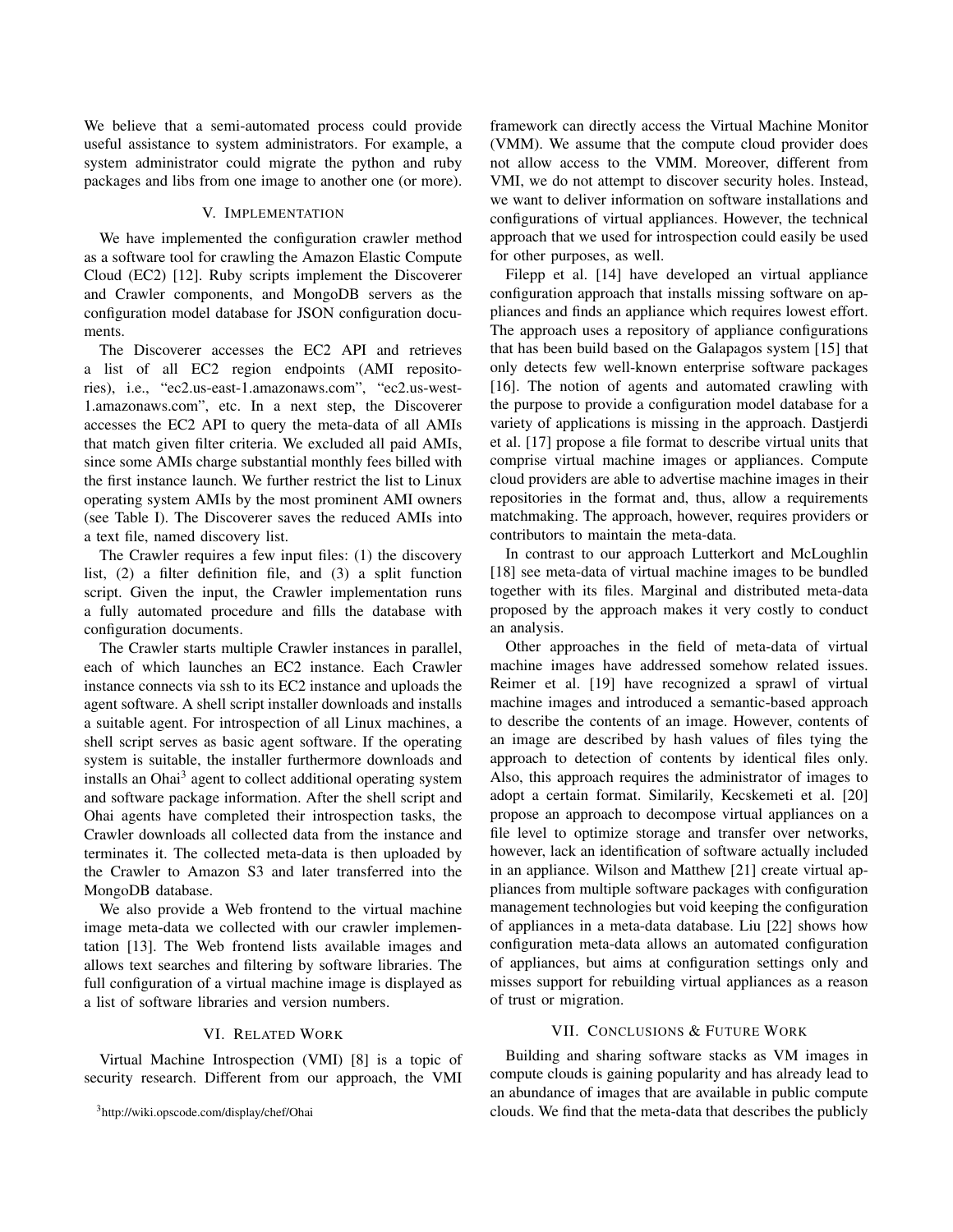We believe that a semi-automated process could provide useful assistance to system administrators. For example, a system administrator could migrate the python and ruby packages and libs from one image to another one (or more).

## V. Implementation

We have implemented the configuration crawler method as a software tool for crawling the Amazon Elastic Compute Cloud (EC2) [12]. Ruby scripts implement the Discoverer and Crawler components, and MongoDB servers as the configuration model database for JSON configuration documents.

The Discoverer accesses the EC2 API and retrieves a list of all EC2 region endpoints (AMI repositories), i.e., "ec2.us-east-1.amazonaws.com", "ec2.us-west-1.amazonaws.com", etc. In a next step, the Discoverer accesses the EC2 API to query the meta-data of all AMIs that match given filter criteria. We excluded all paid AMIs, since some AMIs charge substantial monthly fees billed with the first instance launch. We further restrict the list to Linux operating system AMIs by the most prominent AMI owners (see Table I). The Discoverer saves the reduced AMIs into a text file, named discovery list.

The Crawler requires a few input files: (1) the discovery list, (2) a filter definition file, and (3) a split function script. Given the input, the Crawler implementation runs a fully automated procedure and fills the database with configuration documents.

The Crawler starts multiple Crawler instances in parallel, each of which launches an EC2 instance. Each Crawler instance connects via ssh to its EC2 instance and uploads the agent software. A shell script installer downloads and installs a suitable agent. For introspection of all Linux machines, a shell script serves as basic agent software. If the operating system is suitable, the installer furthermore downloads and installs an Ohai[3] agent to collect additional operating system and software package information. After the shell script and Ohai agents have completed their introspection tasks, the Crawler downloads all collected data from the instance and terminates it. The collected meta-data is then uploaded by the Crawler to Amazon S3 and later transferred into the MongoDB database.

We also provide a Web frontend to the virtual machine image meta-data we collected with our crawler implementation [13]. The Web frontend lists available images and allows text searches and filtering by software libraries. The full configuration of a virtual machine image is displayed as a list of software libraries and version numbers.

## VI. Related Work

Virtual Machine Introspection (VMI) [8] is a topic of security research. Different from our approach, the VMI framework can directly access the Virtual Machine Monitor (VMM). We assume that the compute cloud provider does not allow access to the VMM. Moreover, different from VMI, we do not attempt to discover security holes. Instead, we want to deliver information on software installations and configurations of virtual appliances. However, the technical approach that we used for introspection could easily be used for other purposes, as well.

Filepp et al. [14] have developed an virtual appliance configuration approach that installs missing software on appliances and finds an appliance which requires lowest effort. The approach uses a repository of appliance configurations that has been build based on the Galapagos system [15] that only detects few well-known enterprise software packages [16]. The notion of agents and automated crawling with the purpose to provide a configuration model database for a variety of applications is missing in the approach. Dastjerdi et al. [17] propose a file format to describe virtual units that comprise virtual machine images or appliances. Compute cloud providers are able to advertise machine images in their repositories in the format and, thus, allow a requirements matchmaking. The approach, however, requires providers or contributors to maintain the meta-data.

In contrast to our approach Lutterkort and McLoughlin [18] see meta-data of virtual machine images to be bundled together with its files. Marginal and distributed meta-data proposed by the approach makes it very costly to conduct an analysis.

Other approaches in the field of meta-data of virtual machine images have addressed somehow related issues. Reimer et al. [19] have recognized a sprawl of virtual machine images and introduced a semantic-based approach to describe the contents of an image. However, contents of an image are described by hash values of files tying the approach to detection of contents by identical files only. Also, this approach requires the administrator of images to adopt a certain format. Similarily, Kecskemeti et al. [20] propose an approach to decompose virtual appliances on a file level to optimize storage and transfer over networks, however, lack an identification of software actually included in an appliance. Wilson and Matthew [21] create virtual appliances from multiple software packages with configuration management technologies but void keeping the configuration of appliances in a meta-data database. Liu [22] shows how configuration meta-data allows an automated configuration of appliances, but aims at configuration settings only and misses support for rebuilding virtual appliances as a reason of trust or migration.

## VII. Conclusions & Future Work

Building and sharing software stacks as VM images in compute clouds is gaining popularity and has already lead to an abundance of images that are available in public compute clouds. We find that the meta-data that describes the publicly

[3] http://wiki.opscode.com/display/chef/Ohai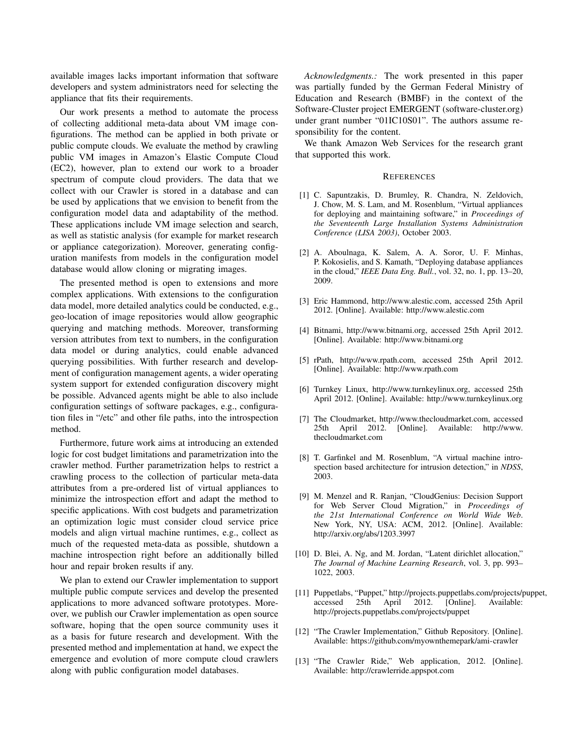available images lacks important information that software developers and system administrators need for selecting the appliance that fits their requirements.

Our work presents a method to automate the process of collecting additional meta-data about VM image configurations. The method can be applied in both private or public compute clouds. We evaluate the method by crawling public VM images in Amazon's Elastic Compute Cloud (EC2), however, plan to extend our work to a broader spectrum of compute cloud providers. The data that we collect with our Crawler is stored in a database and can be used by applications that we envision to benefit from the configuration model data and adaptability of the method. These applications include VM image selection and search, as well as statistic analysis (for example for market research or appliance categorization). Moreover, generating configuration manifests from models in the configuration model database would allow cloning or migrating images.

The presented method is open to extensions and more complex applications. With extensions to the configuration data model, more detailed analytics could be conducted, e.g., geo-location of image repositories would allow geographic querying and matching methods. Moreover, transforming version attributes from text to numbers, in the configuration data model or during analytics, could enable advanced querying possibilities. With further research and development of configuration management agents, a wider operating system support for extended configuration discovery might be possible. Advanced agents might be able to also include configuration settings of software packages, e.g., configuration files in "/etc" and other file paths, into the introspection method.

Furthermore, future work aims at introducing an extended logic for cost budget limitations and parametrization into the crawler method. Further parametrization helps to restrict a crawling process to the collection of particular meta-data attributes from a pre-ordered list of virtual appliances to minimize the introspection effort and adapt the method to specific applications. With cost budgets and parametrization an optimization logic must consider cloud service price models and align virtual machine runtimes, e.g., collect as much of the requested meta-data as possible, shutdown a machine introspection right before an additionally billed hour and repair broken results if any.

We plan to extend our Crawler implementation to support multiple public compute services and develop the presented applications to more advanced software prototypes. Moreover, we publish our Crawler implementation as open source software, hoping that the open source community uses it as a basis for future research and development. With the presented method and implementation at hand, we expect the emergence and evolution of more compute cloud crawlers along with public configuration model databases.

*Acknowledgments.:* The work presented in this paper was partially funded by the German Federal Ministry of Education and Research (BMBF) in the context of the Software-Cluster project EMERGENT (software-cluster.org) under grant number "01IC10S01". The authors assume responsibility for the content.

We thank Amazon Web Services for the research grant that supported this work.

## REFERENCES

[1] C. Sapuntzakis, D. Brumley, R. Chandra, N. Zeldovich, J. Chow, M. S. Lam, and M. Rosenblum, "Virtual appliances for deploying and maintaining software," in *Proceedings of the Seventeenth Large Installation Systems Administration Conference (LISA 2003)*, October 2003.

[2] A. Aboulnaga, K. Salem, A. A. Soror, U. F. Minhas, P. Kokosielis, and S. Kamath, "Deploying database appliances in the cloud," *IEEE Data Eng. Bull.*, vol. 32, no. 1, pp. 13–20, 2009.

[3] Eric Hammond, http://www.alestic.com, accessed 25th April 2012. [Online]. Available: http://www.alestic.com

[4] Bitnami, http://www.bitnami.org, accessed 25th April 2012. [Online]. Available: http://www.bitnami.org

[5] rPath, http://www.rpath.com, accessed 25th April 2012. [Online]. Available: http://www.rpath.com

[6] Turnkey Linux, http://www.turnkeylinux.org, accessed 25th April 2012. [Online]. Available: http://www.turnkeylinux.org

[7] The Cloudmarket, http://www.thecloudmarket.com, accessed 25th April 2012. [Online]. Available: http://www.thecloudmarket.com

[8] T. Garfinkel and M. Rosenblum, "A virtual machine introspection based architecture for intrusion detection," in *NDSS*, 2003.

[9] M. Menzel and R. Ranjan, "CloudGenius: Decision Support for Web Server Cloud Migration," in *Proceedings of the 21st International Conference on World Wide Web*. New York, NY, USA: ACM, 2012. [Online]. Available: http://arxiv.org/abs/1203.3997

[10] D. Blei, A. Ng, and M. Jordan, "Latent dirichlet allocation," *The Journal of Machine Learning Research*, vol. 3, pp. 993–1022, 2003.

[11] Puppetlabs, "Puppet," http://projects.puppetlabs.com/projects/puppet, accessed 25th April 2012. [Online]. Available: http://projects.puppetlabs.com/projects/puppet

[12] "The Crawler Implementation," Github Repository. [Online]. Available: https://github.com/myownthemepark/ami-crawler

[13] "The Crawler Ride," Web application, 2012. [Online]. Available: http://crawlerride.appspot.com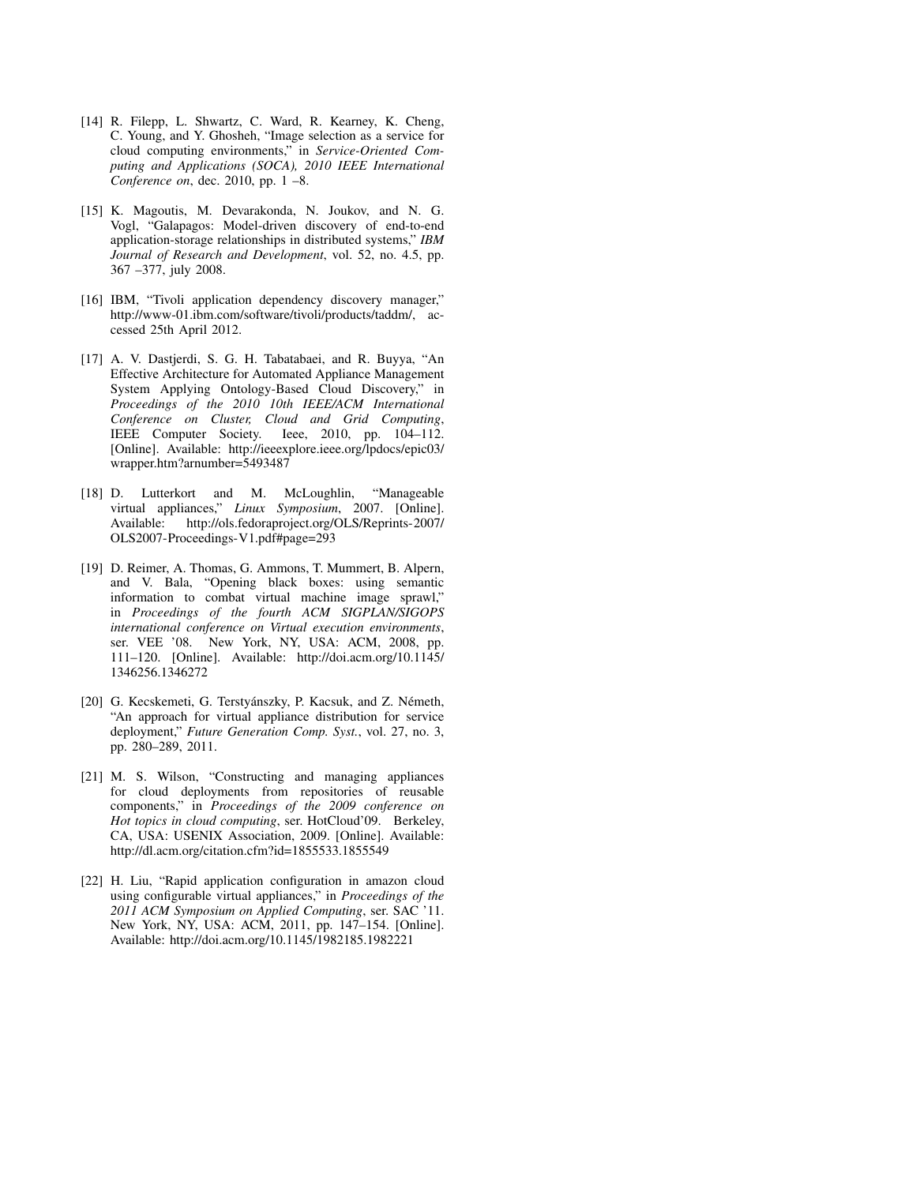[14] R. Filepp, L. Shwartz, C. Ward, R. Kearney, K. Cheng, C. Young, and Y. Ghosheh, "Image selection as a service for cloud computing environments," in *Service-Oriented Computing and Applications (SOCA), 2010 IEEE International Conference on*, dec. 2010, pp. 1 –8.

[15] K. Magoutis, M. Devarakonda, N. Joukov, and N. G. Vogl, "Galapagos: Model-driven discovery of end-to-end application-storage relationships in distributed systems," *IBM Journal of Research and Development*, vol. 52, no. 4.5, pp. 367 –377, july 2008.

[16] IBM, "Tivoli application dependency discovery manager," http://www-01.ibm.com/software/tivoli/products/taddm/, accessed 25th April 2012.

[17] A. V. Dastjerdi, S. G. H. Tabatabaei, and R. Buyya, "An Effective Architecture for Automated Appliance Management System Applying Ontology-Based Cloud Discovery," in *Proceedings of the 2010 10th IEEE/ACM International Conference on Cluster, Cloud and Grid Computing*, IEEE Computer Society. Ieee, 2010, pp. 104–112. [Online]. Available: http://ieeexplore.ieee.org/lpdocs/epic03/wrapper.htm?arnumber=5493487

[18] D. Lutterkort and M. McLoughlin, "Manageable virtual appliances," *Linux Symposium*, 2007. [Online]. Available: http://ols.fedoraproject.org/OLS/Reprints-2007/OLS2007-Proceedings-V1.pdf#page=293

[19] D. Reimer, A. Thomas, G. Ammons, T. Mummert, B. Alpern, and V. Bala, "Opening black boxes: using semantic information to combat virtual machine image sprawl," in *Proceedings of the fourth ACM SIGPLAN/SIGOPS international conference on Virtual execution environments*, ser. VEE '08. New York, NY, USA: ACM, 2008, pp. 111–120. [Online]. Available: http://doi.acm.org/10.1145/1346256.1346272

[20] G. Kecskemeti, G. Terstyánszky, P. Kacsuk, and Z. Németh, "An approach for virtual appliance distribution for service deployment," *Future Generation Comp. Syst.*, vol. 27, no. 3, pp. 280–289, 2011.

[21] M. S. Wilson, "Constructing and managing appliances for cloud deployments from repositories of reusable components," in *Proceedings of the 2009 conference on Hot topics in cloud computing*, ser. HotCloud'09. Berkeley, CA, USA: USENIX Association, 2009. [Online]. Available: http://dl.acm.org/citation.cfm?id=1855533.1855549

[22] H. Liu, "Rapid application configuration in amazon cloud using configurable virtual appliances," in *Proceedings of the 2011 ACM Symposium on Applied Computing*, ser. SAC '11. New York, NY, USA: ACM, 2011, pp. 147–154. [Online]. Available: http://doi.acm.org/10.1145/1982185.1982221